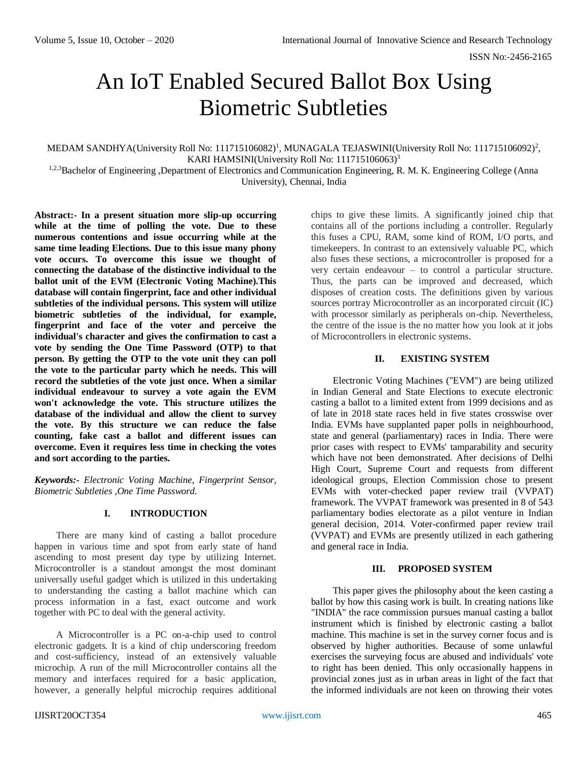# An IoT Enabled Secured Ballot Box Using Biometric Subtleties

MEDAM SANDHYA(University Roll No: 111715106082)[1], MUNAGALA TEJASWINI(University Roll No: 111715106092)[2], KARI HAMSINI(University Roll No: 111715106063)[3]

[1,2,3]Bachelor of Engineering ,Department of Electronics and Communication Engineering, R. M. K. Engineering College (Anna University), Chennai, India

**Abstract:- In a present situation more slip-up occurring while at the time of polling the vote. Due to these numerous contentions and issue occurring while at the same time leading Elections. Due to this issue many phony vote occurs. To overcome this issue we thought of connecting the database of the distinctive individual to the ballot unit of the EVM (Electronic Voting Machine).This database will contain fingerprint, face and other individual subtleties of the individual persons. This system will utilize biometric subtleties of the individual, for example, fingerprint and face of the voter and perceive the individual's character and gives the confirmation to cast a vote by sending the One Time Password (OTP) to that person. By getting the OTP to the vote unit they can poll the vote to the particular party which he needs. This will record the subtleties of the vote just once. When a similar individual endeavour to survey a vote again the EVM won't acknowledge the vote. This structure utilizes the database of the individual and allow the client to survey the vote. By this structure we can reduce the false counting, fake cast a ballot and different issues can overcome. Even it requires less time in checking the votes and sort according to the parties.**

***Keywords:-** Electronic Voting Machine, Fingerprint Sensor, Biometric Subtleties ,One Time Password.*

## I. INTRODUCTION

There are many kind of casting a ballot procedure happen in various time and spot from early state of hand ascending to most present day type by utilizing Internet. Microcontroller is a standout amongst the most dominant universally useful gadget which is utilized in this undertaking to understanding the casting a ballot machine which can process information in a fast, exact outcome and work together with PC to deal with the general activity.

A Microcontroller is a PC on-a-chip used to control electronic gadgets. It is a kind of chip underscoring freedom and cost-sufficiency, instead of an extensively valuable microchip. A run of the mill Microcontroller contains all the memory and interfaces required for a basic application, however, a generally helpful microchip requires additional chips to give these limits. A significantly joined chip that contains all of the portions including a controller. Regularly this fuses a CPU, RAM, some kind of ROM, I/O ports, and timekeepers. In contrast to an extensively valuable PC, which also fuses these sections, a microcontroller is proposed for a very certain endeavour – to control a particular structure. Thus, the parts can be improved and decreased, which disposes of creation costs. The definitions given by various sources portray Microcontroller as an incorporated circuit (IC) with processor similarly as peripherals on-chip. Nevertheless, the centre of the issue is the no matter how you look at it jobs of Microcontrollers in electronic systems.

## II. EXISTING SYSTEM

Electronic Voting Machines ("EVM") are being utilized in Indian General and State Elections to execute electronic casting a ballot to a limited extent from 1999 decisions and as of late in 2018 state races held in five states crosswise over India. EVMs have supplanted paper polls in neighbourhood, state and general (parliamentary) races in India. There were prior cases with respect to EVMs' tamparability and security which have not been demonstrated. After decisions of Delhi High Court, Supreme Court and requests from different ideological groups, Election Commission chose to present EVMs with voter-checked paper review trail (VVPAT) framework. The VVPAT framework was presented in 8 of 543 parliamentary bodies electorate as a pilot venture in Indian general decision, 2014. Voter-confirmed paper review trail (VVPAT) and EVMs are presently utilized in each gathering and general race in India.

## III. PROPOSED SYSTEM

This paper gives the philosophy about the keen casting a ballot by how this casing work is built. In creating nations like "INDIA" the race commission pursues manual casting a ballot instrument which is finished by electronic casting a ballot machine. This machine is set in the survey corner focus and is observed by higher authorities. Because of some unlawful exercises the surveying focus are abused and individuals' vote to right has been denied. This only occasionally happens in provincial zones just as in urban areas in light of the fact that the informed individuals are not keen on throwing their votes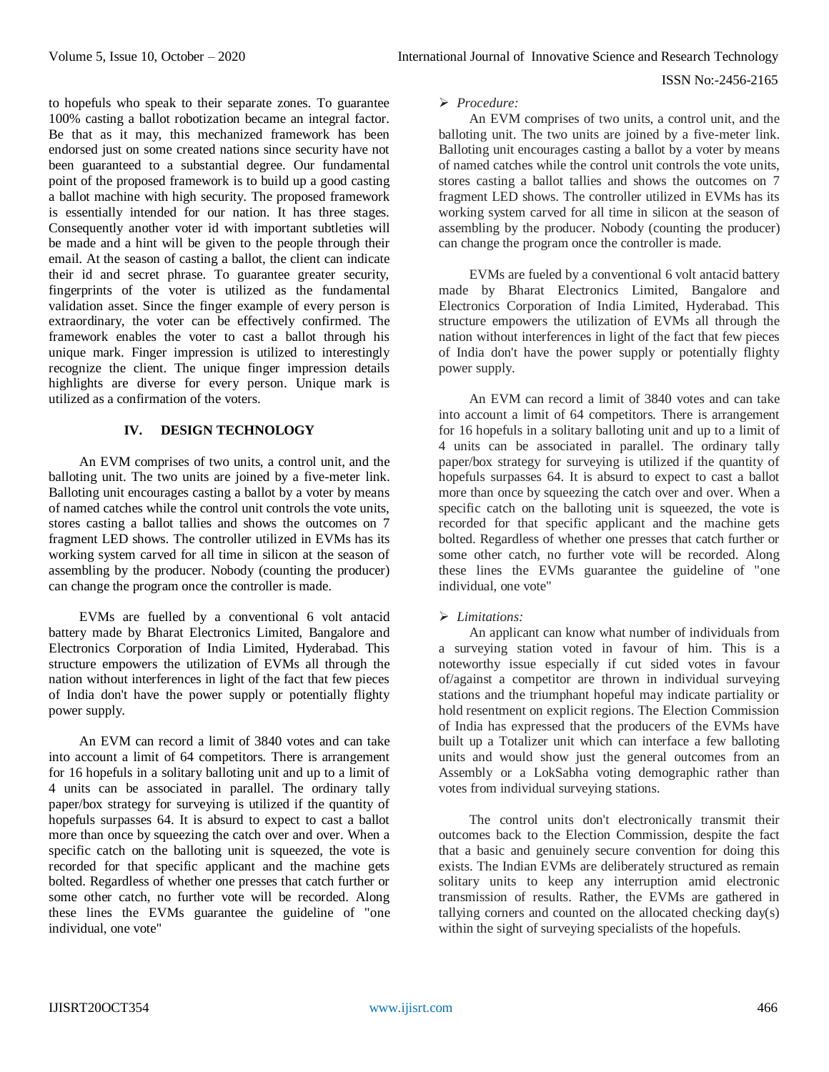to hopefuls who speak to their separate zones. To guarantee 100% casting a ballot robotization became an integral factor. Be that as it may, this mechanized framework has been endorsed just on some created nations since security have not been guaranteed to a substantial degree. Our fundamental point of the proposed framework is to build up a good casting a ballot machine with high security. The proposed framework is essentially intended for our nation. It has three stages. Consequently another voter id with important subtleties will be made and a hint will be given to the people through their email. At the season of casting a ballot, the client can indicate their id and secret phrase. To guarantee greater security, fingerprints of the voter is utilized as the fundamental validation asset. Since the finger example of every person is extraordinary, the voter can be effectively confirmed. The framework enables the voter to cast a ballot through his unique mark. Finger impression is utilized to interestingly recognize the client. The unique finger impression details highlights are diverse for every person. Unique mark is utilized as a confirmation of the voters.

## IV. DESIGN TECHNOLOGY

An EVM comprises of two units, a control unit, and the balloting unit. The two units are joined by a five-meter link. Balloting unit encourages casting a ballot by a voter by means of named catches while the control unit controls the vote units, stores casting a ballot tallies and shows the outcomes on 7 fragment LED shows. The controller utilized in EVMs has its working system carved for all time in silicon at the season of assembling by the producer. Nobody (counting the producer) can change the program once the controller is made.

EVMs are fuelled by a conventional 6 volt antacid battery made by Bharat Electronics Limited, Bangalore and Electronics Corporation of India Limited, Hyderabad. This structure empowers the utilization of EVMs all through the nation without interferences in light of the fact that few pieces of India don't have the power supply or potentially flighty power supply.

An EVM can record a limit of 3840 votes and can take into account a limit of 64 competitors. There is arrangement for 16 hopefuls in a solitary balloting unit and up to a limit of 4 units can be associated in parallel. The ordinary tally paper/box strategy for surveying is utilized if the quantity of hopefuls surpasses 64. It is absurd to expect to cast a ballot more than once by squeezing the catch over and over. When a specific catch on the balloting unit is squeezed, the vote is recorded for that specific applicant and the machine gets bolted. Regardless of whether one presses that catch further or some other catch, no further vote will be recorded. Along these lines the EVMs guarantee the guideline of "one individual, one vote"

- *Procedure:*

An EVM comprises of two units, a control unit, and the balloting unit. The two units are joined by a five-meter link. Balloting unit encourages casting a ballot by a voter by means of named catches while the control unit controls the vote units, stores casting a ballot tallies and shows the outcomes on 7 fragment LED shows. The controller utilized in EVMs has its working system carved for all time in silicon at the season of assembling by the producer. Nobody (counting the producer) can change the program once the controller is made.

EVMs are fueled by a conventional 6 volt antacid battery made by Bharat Electronics Limited, Bangalore and Electronics Corporation of India Limited, Hyderabad. This structure empowers the utilization of EVMs all through the nation without interferences in light of the fact that few pieces of India don't have the power supply or potentially flighty power supply.

An EVM can record a limit of 3840 votes and can take into account a limit of 64 competitors. There is arrangement for 16 hopefuls in a solitary balloting unit and up to a limit of 4 units can be associated in parallel. The ordinary tally paper/box strategy for surveying is utilized if the quantity of hopefuls surpasses 64. It is absurd to expect to cast a ballot more than once by squeezing the catch over and over. When a specific catch on the balloting unit is squeezed, the vote is recorded for that specific applicant and the machine gets bolted. Regardless of whether one presses that catch further or some other catch, no further vote will be recorded. Along these lines the EVMs guarantee the guideline of "one individual, one vote"

- *Limitations:*

An applicant can know what number of individuals from a surveying station voted in favour of him. This is a noteworthy issue especially if cut sided votes in favour of/against a competitor are thrown in individual surveying stations and the triumphant hopeful may indicate partiality or hold resentment on explicit regions. The Election Commission of India has expressed that the producers of the EVMs have built up a Totalizer unit which can interface a few balloting units and would show just the general outcomes from an Assembly or a LokSabha voting demographic rather than votes from individual surveying stations.

The control units don't electronically transmit their outcomes back to the Election Commission, despite the fact that a basic and genuinely secure convention for doing this exists. The Indian EVMs are deliberately structured as remain solitary units to keep any interruption amid electronic transmission of results. Rather, the EVMs are gathered in tallying corners and counted on the allocated checking day(s) within the sight of surveying specialists of the hopefuls.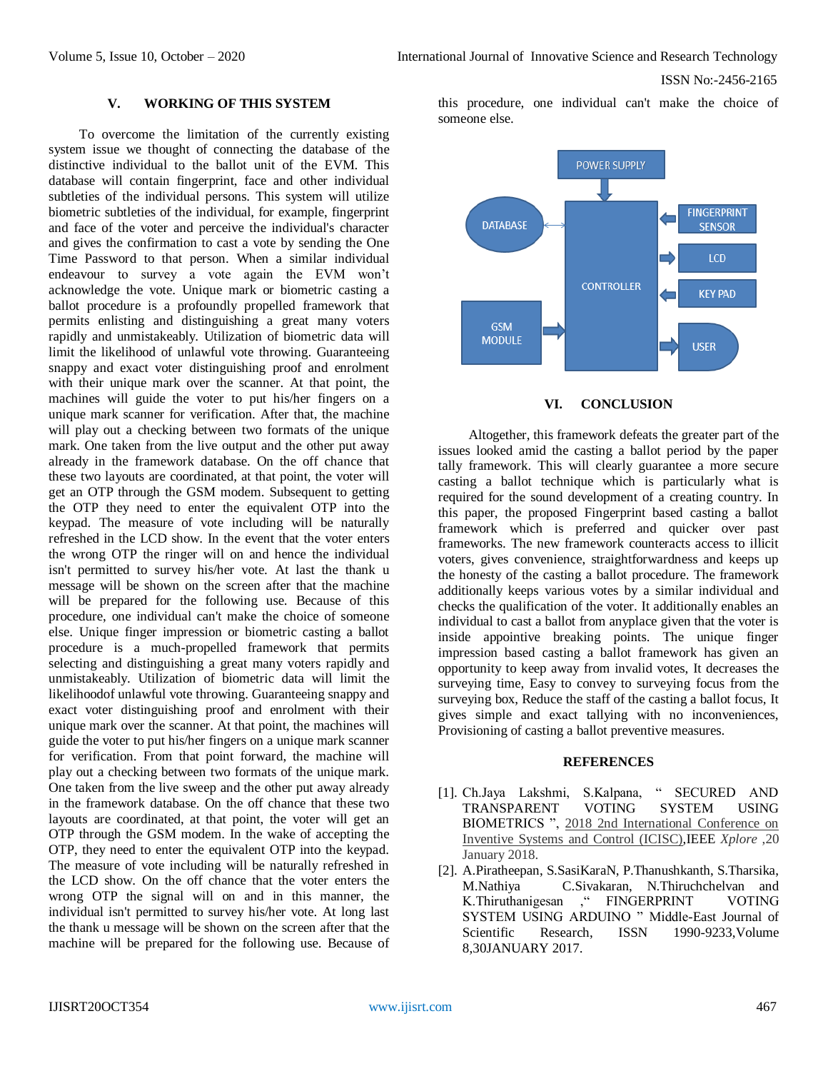## V. WORKING OF THIS SYSTEM

To overcome the limitation of the currently existing system issue we thought of connecting the database of the distinctive individual to the ballot unit of the EVM. This database will contain fingerprint, face and other individual subtleties of the individual persons. This system will utilize biometric subtleties of the individual, for example, fingerprint and face of the voter and perceive the individual's character and gives the confirmation to cast a vote by sending the One Time Password to that person. When a similar individual endeavour to survey a vote again the EVM won't acknowledge the vote. Unique mark or biometric casting a ballot procedure is a profoundly propelled framework that permits enlisting and distinguishing a great many voters rapidly and unmistakeably. Utilization of biometric data will limit the likelihood of unlawful vote throwing. Guaranteeing snappy and exact voter distinguishing proof and enrolment with their unique mark over the scanner. At that point, the machines will guide the voter to put his/her fingers on a unique mark scanner for verification. After that, the machine will play out a checking between two formats of the unique mark. One taken from the live output and the other put away already in the framework database. On the off chance that these two layouts are coordinated, at that point, the voter will get an OTP through the GSM modem. Subsequent to getting the OTP they need to enter the equivalent OTP into the keypad. The measure of vote including will be naturally refreshed in the LCD show. In the event that the voter enters the wrong OTP the ringer will on and hence the individual isn't permitted to survey his/her vote. At last the thank u message will be shown on the screen after that the machine will be prepared for the following use. Because of this procedure, one individual can't make the choice of someone else. Unique finger impression or biometric casting a ballot procedure is a much-propelled framework that permits selecting and distinguishing a great many voters rapidly and unmistakeably. Utilization of biometric data will limit the likelihoodof unlawful vote throwing. Guaranteeing snappy and exact voter distinguishing proof and enrolment with their unique mark over the scanner. At that point, the machines will guide the voter to put his/her fingers on a unique mark scanner for verification. From that point forward, the machine will play out a checking between two formats of the unique mark. One taken from the live sweep and the other put away already in the framework database. In the off chance that these two layouts are coordinated, at that point, the voter will get an OTP through the GSM modem. In the wake of accepting the OTP, they need to enter the equivalent OTP into the keypad. The measure of vote including will be naturally refreshed in the LCD show. On the off chance that the voter enters the wrong OTP the signal will on and in this manner, the individual isn't permitted to survey his/her vote. At long last the thank u message will be shown on the screen after that the machine will be prepared for the following use. Because of this procedure, one individual can't make the choice of someone else.

POWER SUPPLY → CONTROLLER; DATABASE ↔ CONTROLLER; FINGERPRINT SENSOR → CONTROLLER; CONTROLLER → LCD; KEY PAD → CONTROLLER; GSM MODULE → CONTROLLER; CONTROLLER → USER

## VI. CONCLUSION

Altogether, this framework defeats the greater part of the issues looked amid the casting a ballot period by the paper tally framework. This will clearly guarantee a more secure casting a ballot technique which is particularly what is required for the sound development of a creating country. In this paper, the proposed Fingerprint based casting a ballot framework which is preferred and quicker over past frameworks. The new framework counteracts access to illicit voters, gives convenience, straightforwardness and keeps up the honesty of the casting a ballot procedure. The framework additionally keeps various votes by a similar individual and checks the qualification of the voter. It additionally enables an individual to cast a ballot from anyplace given that the voter is inside appointive breaking points. The unique finger impression based casting a ballot framework has given an opportunity to keep away from invalid votes, It decreases the surveying time, Easy to convey to surveying focus from the surveying box, Reduce the staff of the casting a ballot focus, It gives simple and exact tallying with no inconveniences, Provisioning of casting a ballot preventive measures.

## REFERENCES

[1]. Ch.Jaya Lakshmi, S.Kalpana, " SECURED AND TRANSPARENT VOTING SYSTEM USING BIOMETRICS ", 2018 2nd International Conference on Inventive Systems and Control (ICISC),IEEE *Xplore* ,20 January 2018.

[2]. A.Piratheepan, S.SasiKaraN, P.Thanushkanth, S.Tharsika, M.Nathiya C.Sivakaran, N.Thiruchchelvan and K.Thiruthanigesan ," FINGERPRINT VOTING SYSTEM USING ARDUINO " Middle-East Journal of Scientific Research, ISSN 1990-9233,Volume 8,30JANUARY 2017.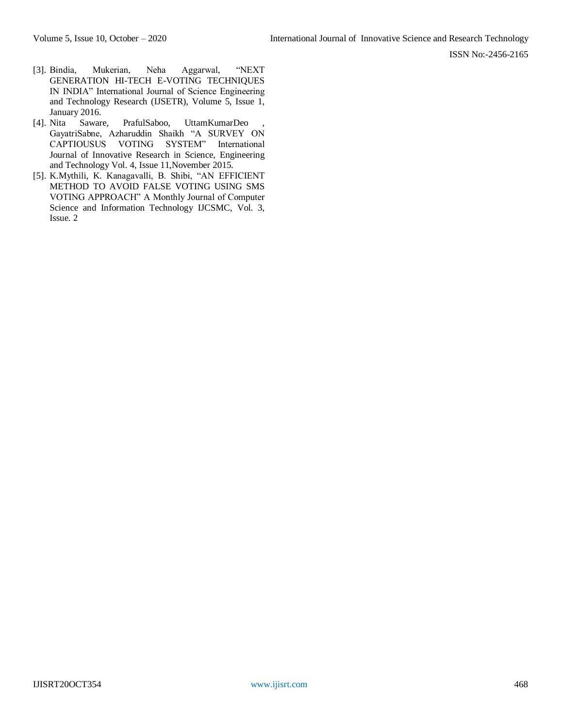[3]. Bindia, Mukerian, Neha Aggarwal, "NEXT GENERATION HI-TECH E-VOTING TECHNIQUES IN INDIA" International Journal of Science Engineering and Technology Research (IJSETR), Volume 5, Issue 1, January 2016.

[4]. Nita Saware, PrafulSaboo, UttamKumarDeo , GayatriSabne, Azharuddin Shaikh "A SURVEY ON CAPTIOUSUS VOTING SYSTEM" International Journal of Innovative Research in Science, Engineering and Technology Vol. 4, Issue 11,November 2015.

[5]. K.Mythili, K. Kanagavalli, B. Shibi, "AN EFFICIENT METHOD TO AVOID FALSE VOTING USING SMS VOTING APPROACH" A Monthly Journal of Computer Science and Information Technology IJCSMC, Vol. 3, Issue. 2